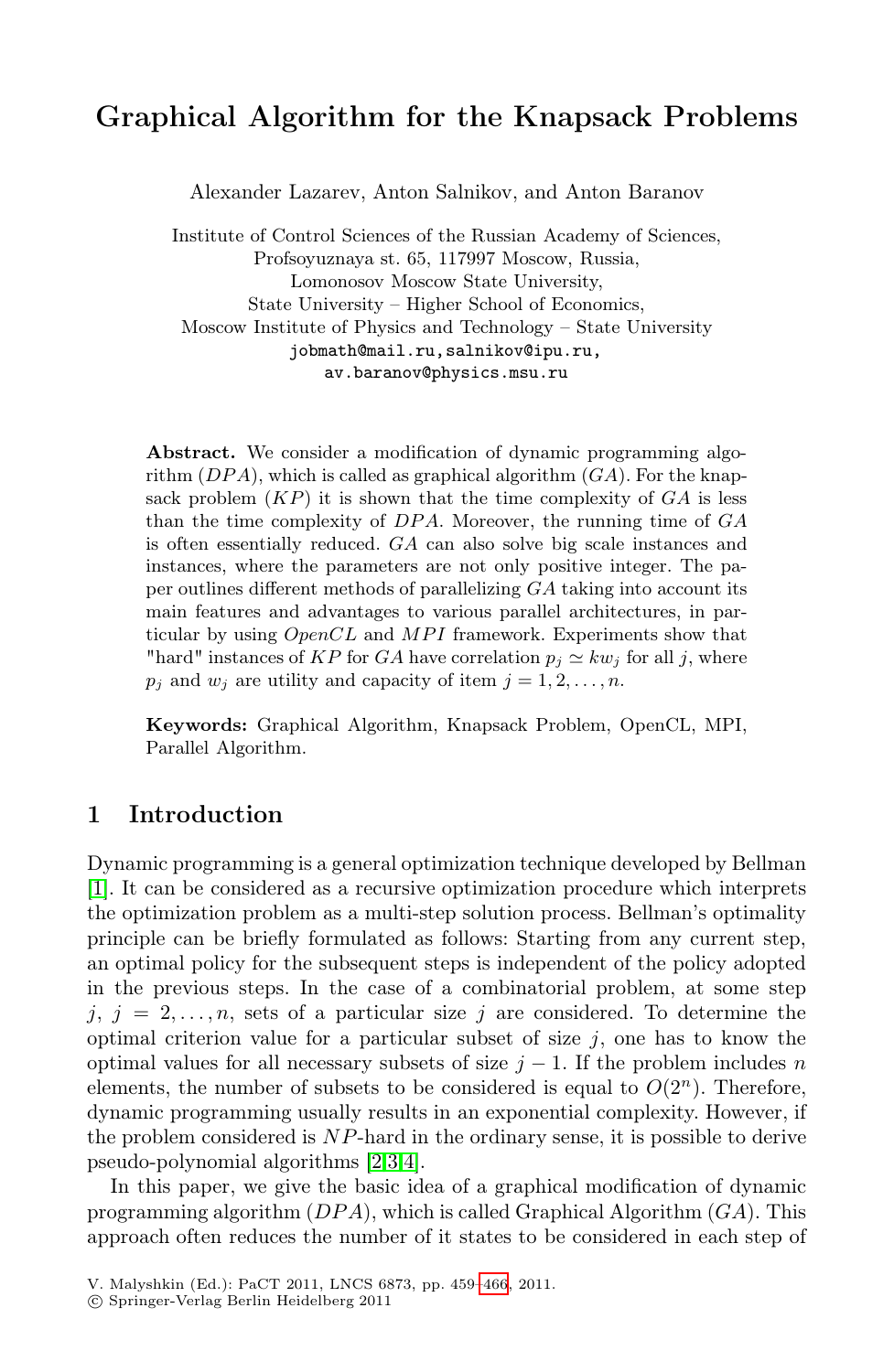# Graphical Algorithm for the Knapsack Problems

Alexander Lazarev, Anton Salnikov, and Anton Baranov

Institute of Control Sciences of the Russian Academy of Sciences,
Profsoyuznaya st. 65, 117997 Moscow, Russia,
Lomonosov Moscow State University,
State University – Higher School of Economics,
Moscow Institute of Physics and Technology – State University
jobmath@mail.ru, salnikov@ipu.ru,
av.baranov@physics.msu.ru

**Abstract.** We consider a modification of dynamic programming algorithm ($DPA$), which is called as graphical algorithm ($GA$). For the knapsack problem ($KP$) it is shown that the time complexity of $GA$ is less than the time complexity of $DPA$. Moreover, the running time of $GA$ is often essentially reduced. $GA$ can also solve big scale instances and instances, where the parameters are not only positive integer. The paper outlines different methods of parallelizing $GA$ taking into account its main features and advantages to various parallel architectures, in particular by using $OpenCL$ and $MPI$ framework. Experiments show that "hard" instances of $KP$ for $GA$ have correlation $p_j \simeq kw_j$ for all $j$, where $p_j$ and $w_j$ are utility and capacity of item $j = 1, 2, \ldots, n$.

**Keywords:** Graphical Algorithm, Knapsack Problem, OpenCL, MPI, Parallel Algorithm.

## 1 Introduction

Dynamic programming is a general optimization technique developed by Bellman [1]. It can be considered as a recursive optimization procedure which interprets the optimization problem as a multi-step solution process. Bellman's optimality principle can be briefly formulated as follows: Starting from any current step, an optimal policy for the subsequent steps is independent of the policy adopted in the previous steps. In the case of a combinatorial problem, at some step $j$, $j = 2, \ldots, n$, sets of a particular size $j$ are considered. To determine the optimal criterion value for a particular subset of size $j$, one has to know the optimal values for all necessary subsets of size $j-1$. If the problem includes $n$ elements, the number of subsets to be considered is equal to $O(2^n)$. Therefore, dynamic programming usually results in an exponential complexity. However, if the problem considered is $NP$-hard in the ordinary sense, it is possible to derive pseudo-polynomial algorithms [2,3,4].

In this paper, we give the basic idea of a graphical modification of dynamic programming algorithm ($DPA$), which is called Graphical Algorithm ($GA$). This approach often reduces the number of it states to be considered in each step of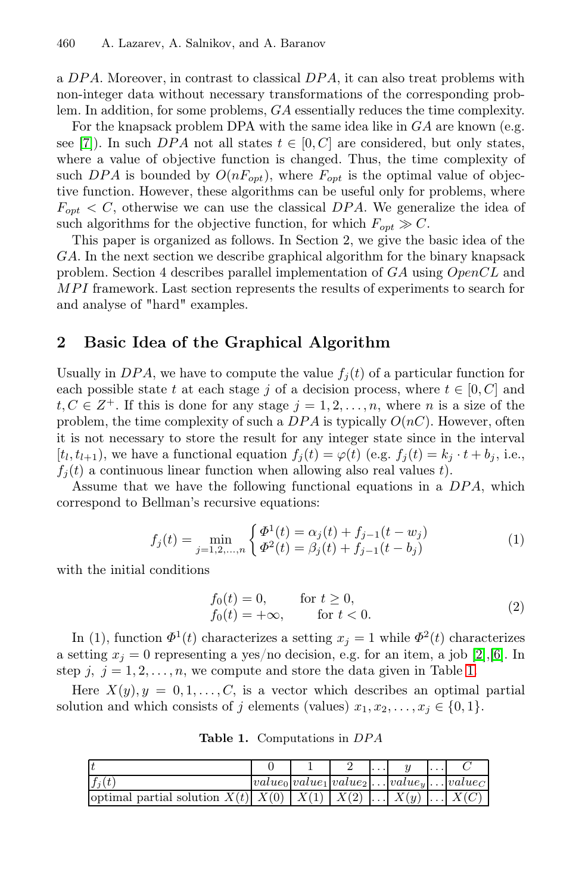a *DPA*. Moreover, in contrast to classical *DPA*, it can also treat problems with non-integer data without necessary transformations of the corresponding problem. In addition, for some problems, *GA* essentially reduces the time complexity.

For the knapsack problem DPA with the same idea like in *GA* are known (e.g. see [7]). In such *DPA* not all states $t \in [0, C]$ are considered, but only states, where a value of objective function is changed. Thus, the time complexity of such *DPA* is bounded by $O(nF_{opt})$, where $F_{opt}$ is the optimal value of objective function. However, these algorithms can be useful only for problems, where $F_{opt} < C$, otherwise we can use the classical *DPA*. We generalize the idea of such algorithms for the objective function, for which $F_{opt} \gg C$.

This paper is organized as follows. In Section 2, we give the basic idea of the *GA*. In the next section we describe graphical algorithm for the binary knapsack problem. Section 4 describes parallel implementation of *GA* using *OpenCL* and *MPI* framework. Last section represents the results of experiments to search for and analyse of "hard" examples.

## 2 Basic Idea of the Graphical Algorithm

Usually in *DPA*, we have to compute the value $f_j(t)$ of a particular function for each possible state $t$ at each stage $j$ of a decision process, where $t \in [0, C]$ and $t, C \in Z^+$. If this is done for any stage $j = 1, 2, \ldots, n$, where $n$ is a size of the problem, the time complexity of such a *DPA* is typically $O(nC)$. However, often it is not necessary to store the result for any integer state since in the interval $[t_l, t_{l+1})$, we have a functional equation $f_j(t) = \varphi(t)$ (e.g. $f_j(t) = k_j \cdot t + b_j$, i.e., $f_j(t)$ a continuous linear function when allowing also real values $t$).

Assume that we have the following functional equations in a *DPA*, which correspond to Bellman's recursive equations:

$$f_j(t) = \min_{j=1,2,\ldots,n} \begin{cases} \Phi^1(t) = \alpha_j(t) + f_{j-1}(t - w_j) \\ \Phi^2(t) = \beta_j(t) + f_{j-1}(t - b_j) \end{cases} \tag{1}$$

with the initial conditions

$$\begin{array}{ll} f_0(t) = 0, & \text{for } t \geq 0, \\ f_0(t) = +\infty, & \text{for } t < 0. \end{array} \tag{2}$$

In (1), function $\Phi^1(t)$ characterizes a setting $x_j = 1$ while $\Phi^2(t)$ characterizes a setting $x_j = 0$ representing a yes/no decision, e.g. for an item, a job [2],[6]. In step $j$, $j = 1, 2, \ldots, n$, we compute and store the data given in Table 1.

Here $X(y), y = 0, 1, \ldots, C$, is a vector which describes an optimal partial solution and which consists of $j$ elements (values) $x_1, x_2, \ldots, x_j \in \{0, 1\}$.

**Table 1.** Computations in *DPA*

| $t$ | 0 | 1 | 2 | ... | $y$ | ... | $C$ |
|---|---|---|---|---|---|---|---|
| $f_j(t)$ | $value_0$ | $value_1$ | $value_2$ | ... | $value_y$ | ... | $value_C$ |
| optimal partial solution $X(t)$ | $X(0)$ | $X(1)$ | $X(2)$ | ... | $X(y)$ | ... | $X(C)$ |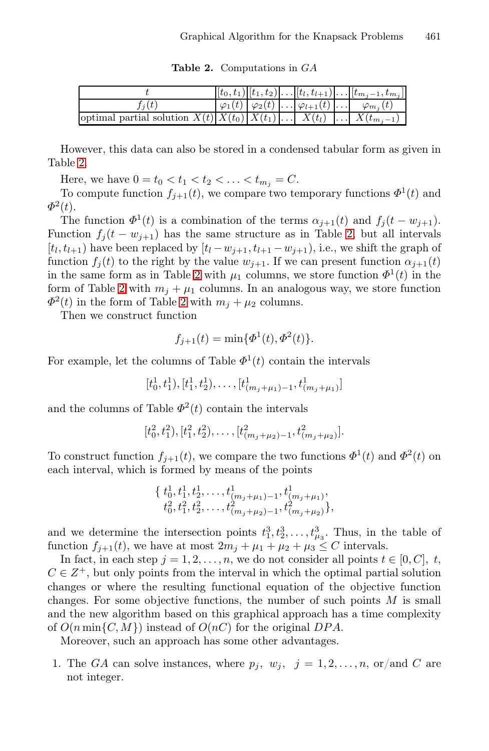**Table 2.** Computations in $GA$

| $t$ | $[t_0, t_1)$ | $[t_1, t_2)$ | $\ldots$ | $[t_l, t_{l+1})$ | $\ldots$ | $[t_{m_j-1}, t_{m_j}]$ |
|---|---|---|---|---|---|---|
| $f_j(t)$ | $\varphi_1(t)$ | $\varphi_2(t)$ | $\ldots$ | $\varphi_{l+1}(t)$ | $\ldots$ | $\varphi_{m_j}(t)$ |
| optimal partial solution $X(t)$ | $X(t_0)$ | $X(t_1)$ | $\ldots$ | $X(t_l)$ | $\ldots$ | $X(t_{m_j-1})$ |

However, this data can also be stored in a condensed tabular form as given in Table 2.

Here, we have $0 = t_0 < t_1 < t_2 < \ldots < t_{m_j} = C$.

To compute function $f_{j+1}(t)$, we compare two temporary functions $\Phi^1(t)$ and $\Phi^2(t)$.

The function $\Phi^1(t)$ is a combination of the terms $\alpha_{j+1}(t)$ and $f_j(t - w_{j+1})$. Function $f_j(t - w_{j+1})$ has the same structure as in Table 2, but all intervals $[t_l, t_{l+1})$ have been replaced by $[t_l - w_{j+1}, t_{l+1} - w_{j+1})$, i.e., we shift the graph of function $f_j(t)$ to the right by the value $w_{j+1}$. If we can present function $\alpha_{j+1}(t)$ in the same form as in Table 2 with $\mu_1$ columns, we store function $\Phi^1(t)$ in the form of Table 2 with $m_j + \mu_1$ columns. In an analogous way, we store function $\Phi^2(t)$ in the form of Table 2 with $m_j + \mu_2$ columns.

Then we construct function

$$f_{j+1}(t) = \min\{\Phi^1(t), \Phi^2(t)\}.$$

For example, let the columns of Table $\Phi^1(t)$ contain the intervals

$$[t_0^1, t_1^1), [t_1^1, t_2^1), \ldots, [t^1_{(m_j+\mu_1)-1}, t^1_{(m_j+\mu_1)}]$$

and the columns of Table $\Phi^2(t)$ contain the intervals

$$[t_0^2, t_1^2), [t_1^2, t_2^2), \ldots, [t^2_{(m_j+\mu_2)-1}, t^2_{(m_j+\mu_2)}].$$

To construct function $f_{j+1}(t)$, we compare the two functions $\Phi^1(t)$ and $\Phi^2(t)$ on each interval, which is formed by means of the points

$$\{\, t_0^1, t_1^1, t_2^1, \ldots, t^1_{(m_j+\mu_1)-1}, t^1_{(m_j+\mu_1)}, \\ t_0^2, t_1^2, t_2^2, \ldots, t^2_{(m_j+\mu_2)-1}, t^2_{(m_j+\mu_2)}\},$$

and we determine the intersection points $t_1^3, t_2^3, \ldots, t_{\mu_3}^3$. Thus, in the table of function $f_{j+1}(t)$, we have at most $2m_j + \mu_1 + \mu_2 + \mu_3 \leq C$ intervals.

In fact, in each step $j = 1, 2, \ldots, n$, we do not consider all points $t \in [0, C]$, $t$, $C \in Z^+$, but only points from the interval in which the optimal partial solution changes or where the resulting functional equation of the objective function changes. For some objective functions, the number of such points $M$ is small and the new algorithm based on this graphical approach has a time complexity of $O(n \min\{C, M\})$ instead of $O(nC)$ for the original $DPA$.

Moreover, such an approach has some other advantages.

1. The $GA$ can solve instances, where $p_j$, $w_j$, $j = 1, 2, \ldots, n$, or/and $C$ are not integer.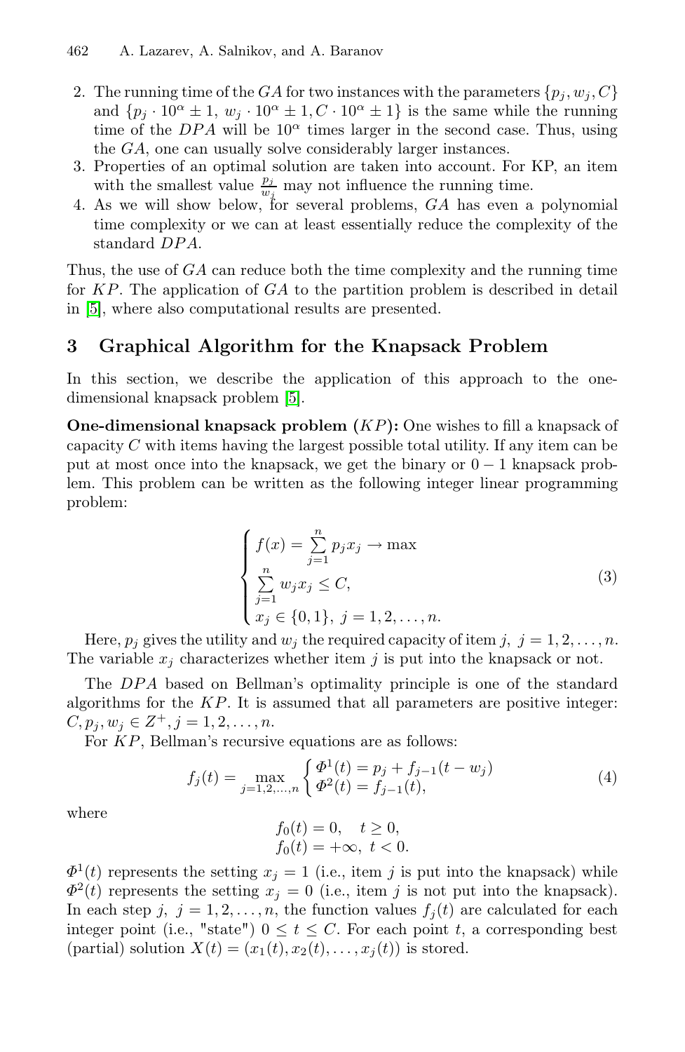2. The running time of the $GA$ for two instances with the parameters $\{p_j, w_j, C\}$ and $\{p_j \cdot 10^\alpha \pm 1,\ w_j \cdot 10^\alpha \pm 1, C \cdot 10^\alpha \pm 1\}$ is the same while the running time of the $DPA$ will be $10^\alpha$ times larger in the second case. Thus, using the $GA$, one can usually solve considerably larger instances.
3. Properties of an optimal solution are taken into account. For KP, an item with the smallest value $\frac{p_j}{w_j}$ may not influence the running time.
4. As we will show below, for several problems, $GA$ has even a polynomial time complexity or we can at least essentially reduce the complexity of the standard $DPA$.

Thus, the use of $GA$ can reduce both the time complexity and the running time for $KP$. The application of $GA$ to the partition problem is described in detail in [5], where also computational results are presented.

## 3 Graphical Algorithm for the Knapsack Problem

In this section, we describe the application of this approach to the one-dimensional knapsack problem [5].

**One-dimensional knapsack problem ($KP$):** One wishes to fill a knapsack of capacity $C$ with items having the largest possible total utility. If any item can be put at most once into the knapsack, we get the binary or $0-1$ knapsack problem. This problem can be written as the following integer linear programming problem:

$$\begin{cases} f(x) = \sum_{j=1}^{n} p_j x_j \to \max \\ \sum_{j=1}^{n} w_j x_j \le C, \\ x_j \in \{0, 1\},\ j = 1, 2, \ldots, n. \end{cases} \tag{3}$$

Here, $p_j$ gives the utility and $w_j$ the required capacity of item $j$, $j = 1, 2, \ldots, n$. The variable $x_j$ characterizes whether item $j$ is put into the knapsack or not.

The $DPA$ based on Bellman's optimality principle is one of the standard algorithms for the $KP$. It is assumed that all parameters are positive integer: $C, p_j, w_j \in Z^+, j = 1, 2, \ldots, n$.

For $KP$, Bellman's recursive equations are as follows:

$$f_j(t) = \max_{j=1,2,\ldots,n} \begin{cases} \Phi^1(t) = p_j + f_{j-1}(t - w_j) \\ \Phi^2(t) = f_{j-1}(t), \end{cases} \tag{4}$$

where

$$f_0(t) = 0, \quad t \ge 0,$$
$$f_0(t) = +\infty,\ t < 0.$$

$\Phi^1(t)$ represents the setting $x_j = 1$ (i.e., item $j$ is put into the knapsack) while $\Phi^2(t)$ represents the setting $x_j = 0$ (i.e., item $j$ is not put into the knapsack). In each step $j$, $j = 1, 2, \ldots, n$, the function values $f_j(t)$ are calculated for each integer point (i.e., "state") $0 \le t \le C$. For each point $t$, a corresponding best (partial) solution $X(t) = (x_1(t), x_2(t), \ldots, x_j(t))$ is stored.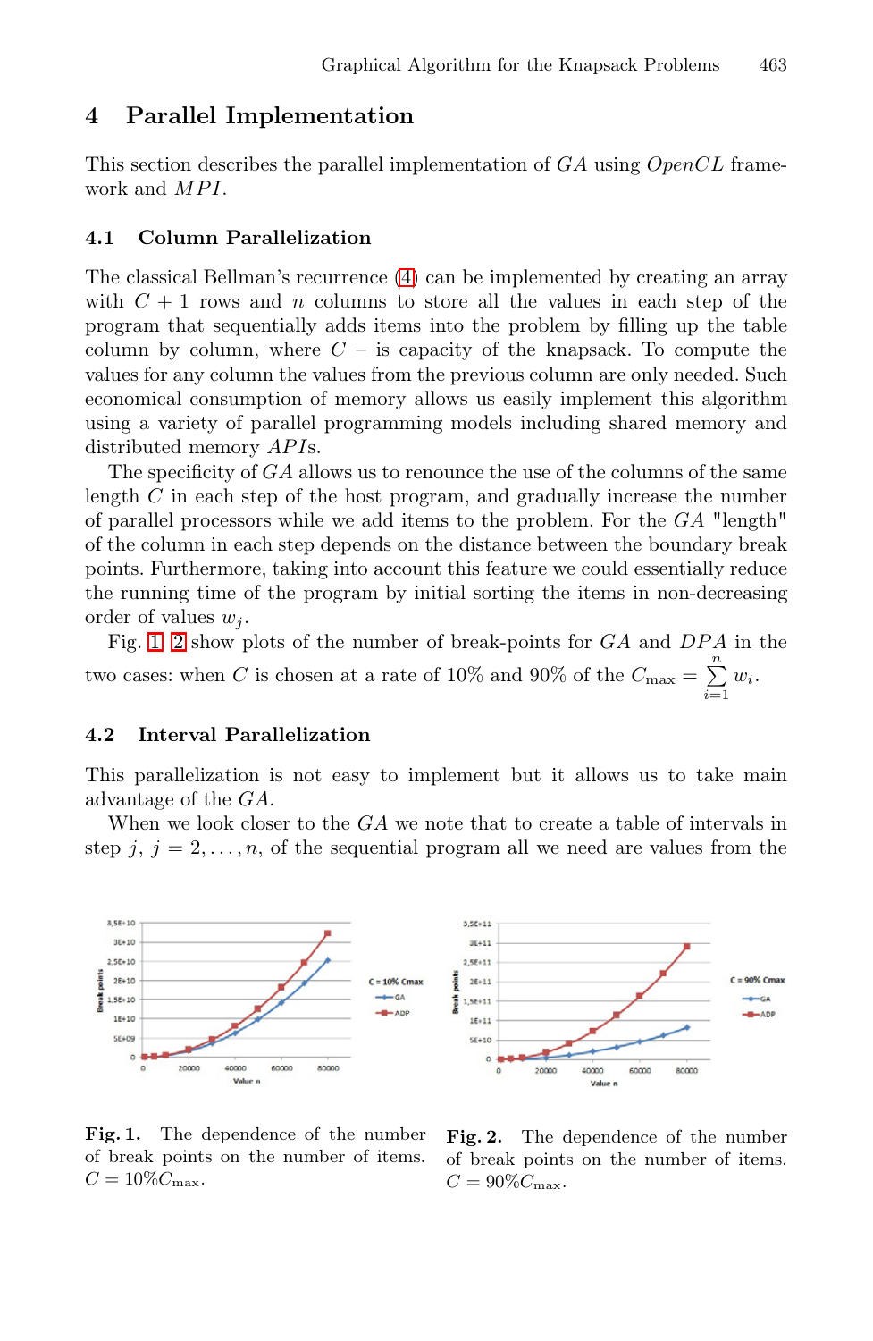## 4 Parallel Implementation

This section describes the parallel implementation of *GA* using *OpenCL* framework and *MPI*.

### 4.1 Column Parallelization

The classical Bellman's recurrence (4) can be implemented by creating an array with $C + 1$ rows and $n$ columns to store all the values in each step of the program that sequentially adds items into the problem by filling up the table column by column, where $C$ – is capacity of the knapsack. To compute the values for any column the values from the previous column are only needed. Such economical consumption of memory allows us easily implement this algorithm using a variety of parallel programming models including shared memory and distributed memory *API*s.

The specificity of *GA* allows us to renounce the use of the columns of the same length $C$ in each step of the host program, and gradually increase the number of parallel processors while we add items to the problem. For the *GA* "length" of the column in each step depends on the distance between the boundary break points. Furthermore, taking into account this feature we could essentially reduce the running time of the program by initial sorting the items in non-decreasing order of values $w_j$.

Fig. 1, 2 show plots of the number of break-points for *GA* and *DPA* in the two cases: when $C$ is chosen at a rate of 10% and 90% of the $C_{\max} = \sum_{i=1}^{n} w_i$.

### 4.2 Interval Parallelization

This parallelization is not easy to implement but it allows us to take main advantage of the *GA*.

When we look closer to the *GA* we note that to create a table of intervals in step $j$, $j = 2, \ldots, n$, of the sequential program all we need are values from the

**Fig. 1.** The dependence of the number of break points on the number of items. $C = 10\% C_{\max}$.

**Fig. 2.** The dependence of the number of break points on the number of items. $C = 90\% C_{\max}$.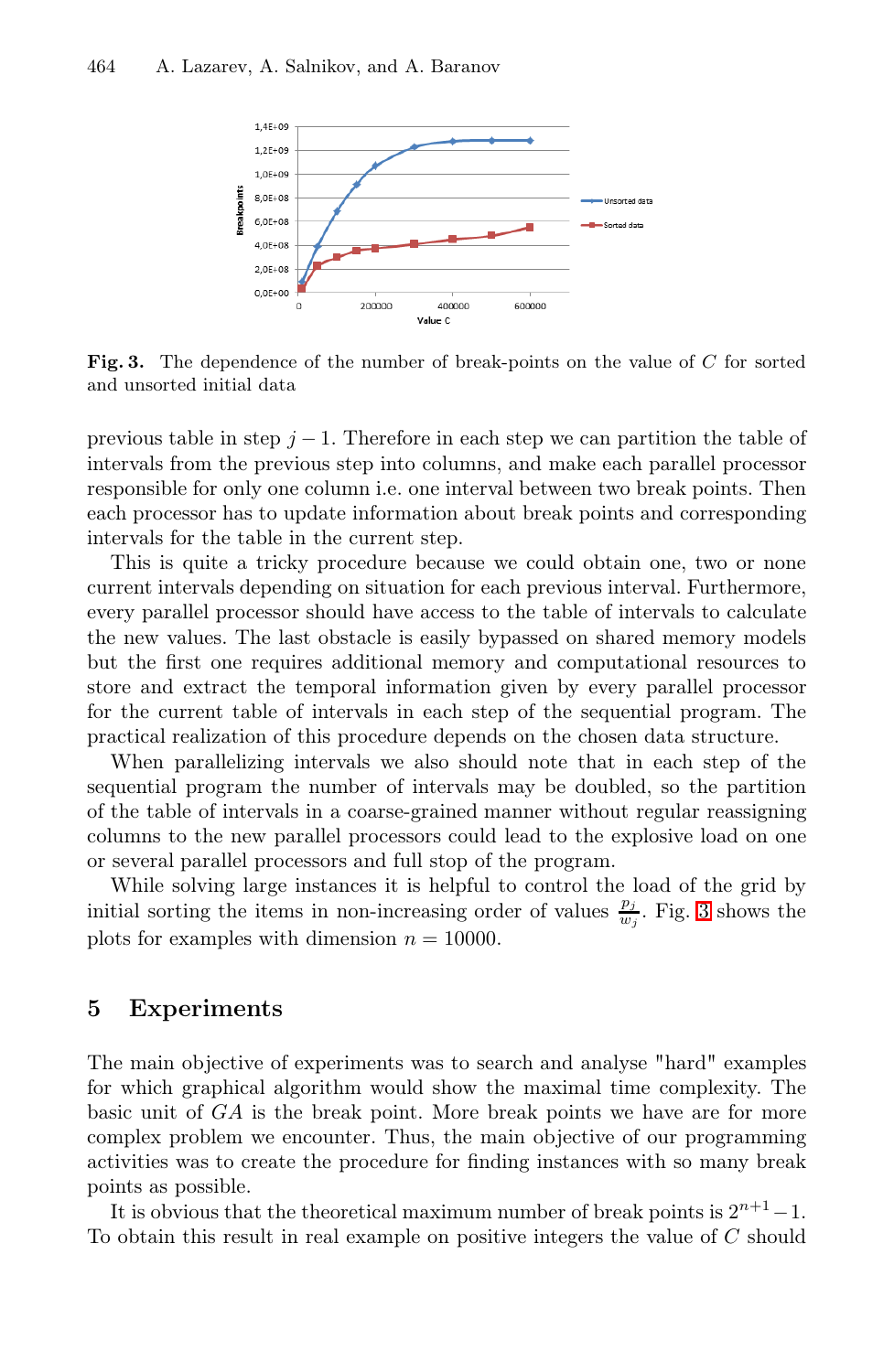1,4E+09
1,2E+09
1,0E+09
8,0E+08
6,0E+08
4,0E+08
2,0E+08
0,0E+00

Breakpoints

0
200000
400000
600000

Value C

Unsorted data
Sorted data

**Fig. 3.** The dependence of the number of break-points on the value of $C$ for sorted and unsorted initial data

previous table in step $j-1$. Therefore in each step we can partition the table of intervals from the previous step into columns, and make each parallel processor responsible for only one column i.e. one interval between two break points. Then each processor has to update information about break points and corresponding intervals for the table in the current step.

This is quite a tricky procedure because we could obtain one, two or none current intervals depending on situation for each previous interval. Furthermore, every parallel processor should have access to the table of intervals to calculate the new values. The last obstacle is easily bypassed on shared memory models but the first one requires additional memory and computational resources to store and extract the temporal information given by every parallel processor for the current table of intervals in each step of the sequential program. The practical realization of this procedure depends on the chosen data structure.

When parallelizing intervals we also should note that in each step of the sequential program the number of intervals may be doubled, so the partition of the table of intervals in a coarse-grained manner without regular reassigning columns to the new parallel processors could lead to the explosive load on one or several parallel processors and full stop of the program.

While solving large instances it is helpful to control the load of the grid by initial sorting the items in non-increasing order of values $\frac{p_j}{w_j}$. Fig. 3 shows the plots for examples with dimension $n = 10000$.

## 5 Experiments

The main objective of experiments was to search and analyse "hard" examples for which graphical algorithm would show the maximal time complexity. The basic unit of *GA* is the break point. More break points we have are for more complex problem we encounter. Thus, the main objective of our programming activities was to create the procedure for finding instances with so many break points as possible.

It is obvious that the theoretical maximum number of break points is $2^{n+1}-1$. To obtain this result in real example on positive integers the value of $C$ should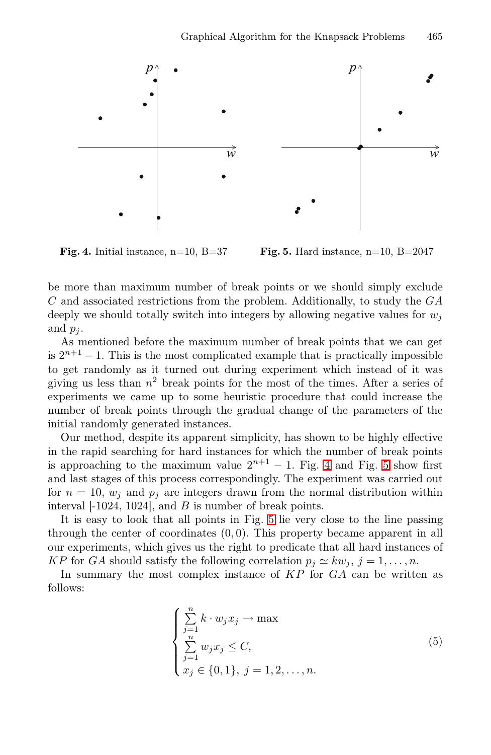Fig. 4. Initial instance, n=10, B=37

Fig. 5. Hard instance, n=10, B=2047

be more than maximum number of break points or we should simply exclude $C$ and associated restrictions from the problem. Additionally, to study the $GA$ deeply we should totally switch into integers by allowing negative values for $w_j$ and $p_j$.

As mentioned before the maximum number of break points that we can get is $2^{n+1} - 1$. This is the most complicated example that is practically impossible to get randomly as it turned out during experiment which instead of it was giving us less than $n^2$ break points for the most of the times. After a series of experiments we came up to some heuristic procedure that could increase the number of break points through the gradual change of the parameters of the initial randomly generated instances.

Our method, despite its apparent simplicity, has shown to be highly effective in the rapid searching for hard instances for which the number of break points is approaching to the maximum value $2^{n+1} - 1$. Fig. 4 and Fig. 5 show first and last stages of this process correspondingly. The experiment was carried out for $n = 10$, $w_j$ and $p_j$ are integers drawn from the normal distribution within interval [-1024, 1024], and $B$ is number of break points.

It is easy to look that all points in Fig. 5 lie very close to the line passing through the center of coordinates $(0, 0)$. This property became apparent in all our experiments, which gives us the right to predicate that all hard instances of $KP$ for $GA$ should satisfy the following correlation $p_j \simeq k w_j$, $j = 1, \ldots, n$.

In summary the most complex instance of $KP$ for $GA$ can be written as follows:

$$
\begin{cases}
\sum_{j=1}^{n} k \cdot w_j x_j \to \max \\
\sum_{j=1}^{n} w_j x_j \leq C, \\
x_j \in \{0, 1\}, \; j = 1, 2, \ldots, n.
\end{cases}
\tag{5}
$$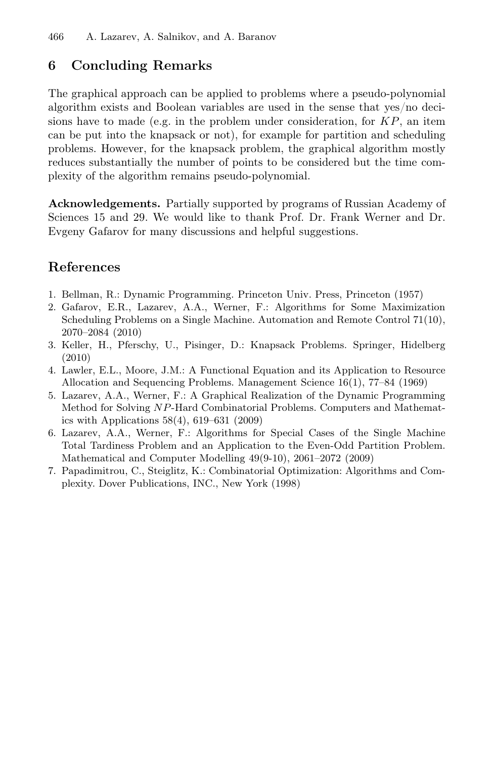## 6 Concluding Remarks

The graphical approach can be applied to problems where a pseudo-polynomial algorithm exists and Boolean variables are used in the sense that yes/no decisions have to made (e.g. in the problem under consideration, for $KP$, an item can be put into the knapsack or not), for example for partition and scheduling problems. However, for the knapsack problem, the graphical algorithm mostly reduces substantially the number of points to be considered but the time complexity of the algorithm remains pseudo-polynomial.

**Acknowledgements.** Partially supported by programs of Russian Academy of Sciences 15 and 29. We would like to thank Prof. Dr. Frank Werner and Dr. Evgeny Gafarov for many discussions and helpful suggestions.

## References

1. Bellman, R.: Dynamic Programming. Princeton Univ. Press, Princeton (1957)
2. Gafarov, E.R., Lazarev, A.A., Werner, F.: Algorithms for Some Maximization Scheduling Problems on a Single Machine. Automation and Remote Control 71(10), 2070–2084 (2010)
3. Keller, H., Pferschy, U., Pisinger, D.: Knapsack Problems. Springer, Hidelberg (2010)
4. Lawler, E.L., Moore, J.M.: A Functional Equation and its Application to Resource Allocation and Sequencing Problems. Management Science 16(1), 77–84 (1969)
5. Lazarev, A.A., Werner, F.: A Graphical Realization of the Dynamic Programming Method for Solving $NP$-Hard Combinatorial Problems. Computers and Mathematics with Applications 58(4), 619–631 (2009)
6. Lazarev, A.A., Werner, F.: Algorithms for Special Cases of the Single Machine Total Tardiness Problem and an Application to the Even-Odd Partition Problem. Mathematical and Computer Modelling 49(9-10), 2061–2072 (2009)
7. Papadimitrou, C., Steiglitz, K.: Combinatorial Optimization: Algorithms and Complexity. Dover Publications, INC., New York (1998)